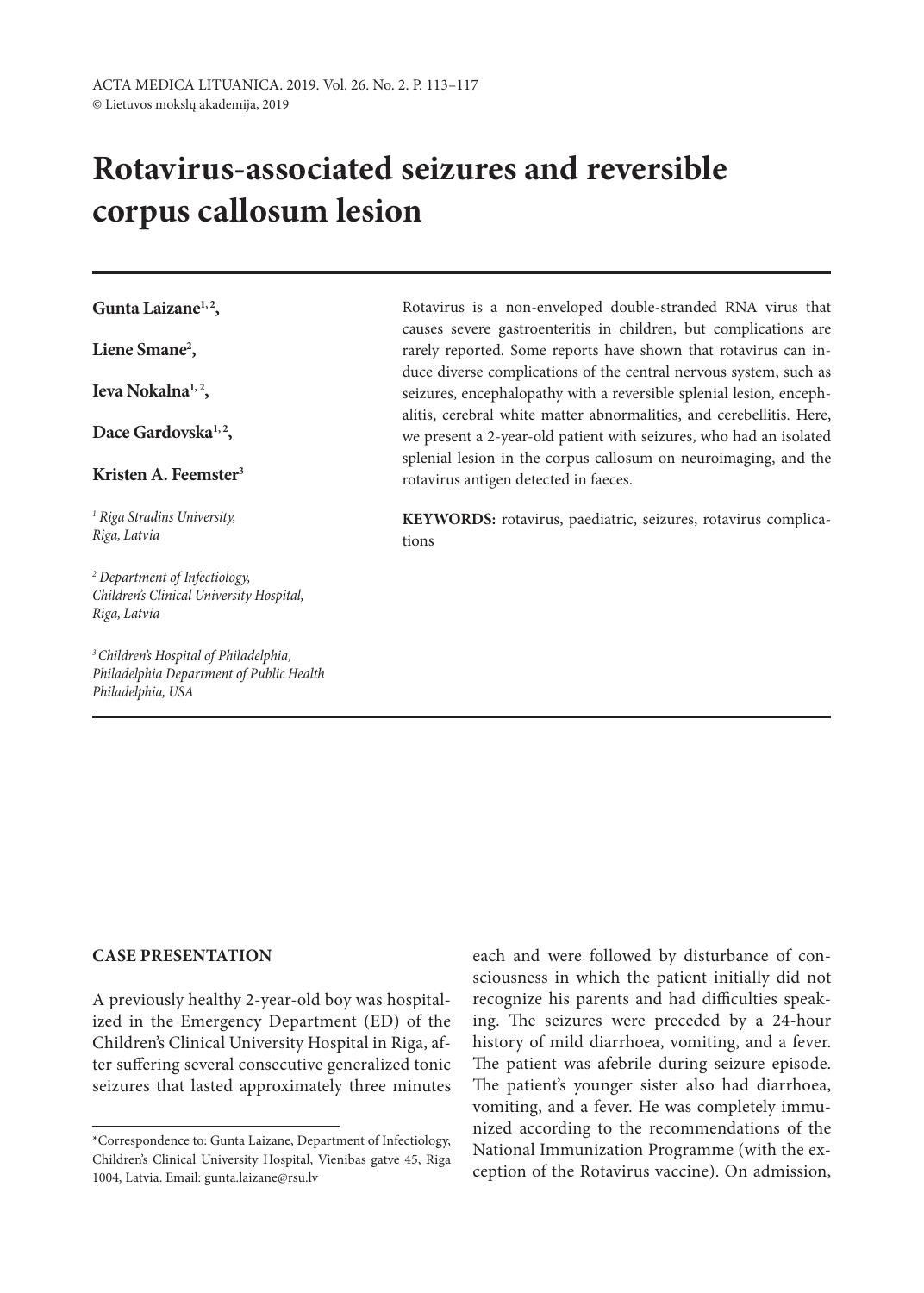# Rotavirus-associated seizures and reversible corpus callosum lesion

**Gunta Laizane**[1,2],

**Liene Smane**[2],

**Ieva Nokalna**[1,2],

**Dace Gardovska**[1,2],

**Kristen A. Feemster**[3]

*[1] Riga Stradins University, Riga, Latvia*

*[2] Department of Infectiology, Children's Clinical University Hospital, Riga, Latvia*

*[3] Children's Hospital of Philadelphia, Philadelphia Department of Public Health Philadelphia, USA*

Rotavirus is a non-enveloped double-stranded RNA virus that causes severe gastroenteritis in children, but complications are rarely reported. Some reports have shown that rotavirus can induce diverse complications of the central nervous system, such as seizures, encephalopathy with a reversible splenial lesion, encephalitis, cerebral white matter abnormalities, and cerebellitis. Here, we present a 2-year-old patient with seizures, who had an isolated splenial lesion in the corpus callosum on neuroimaging, and the rotavirus antigen detected in faeces.

**KEYWORDS:** rotavirus, paediatric, seizures, rotavirus complications

## CASE PRESENTATION

A previously healthy 2-year-old boy was hospitalized in the Emergency Department (ED) of the Children's Clinical University Hospital in Riga, after suffering several consecutive generalized tonic seizures that lasted approximately three minutes each and were followed by disturbance of consciousness in which the patient initially did not recognize his parents and had difficulties speaking. The seizures were preceded by a 24-hour history of mild diarrhoea, vomiting, and a fever. The patient was afebrile during seizure episode. The patient's younger sister also had diarrhoea, vomiting, and a fever. He was completely immunized according to the recommendations of the National Immunization Programme (with the exception of the Rotavirus vaccine). On admission,

*Correspondence to: Gunta Laizane, Department of Infectiology, Children's Clinical University Hospital, Vienibas gatve 45, Riga 1004, Latvia. Email: gunta.laizane@rsu.lv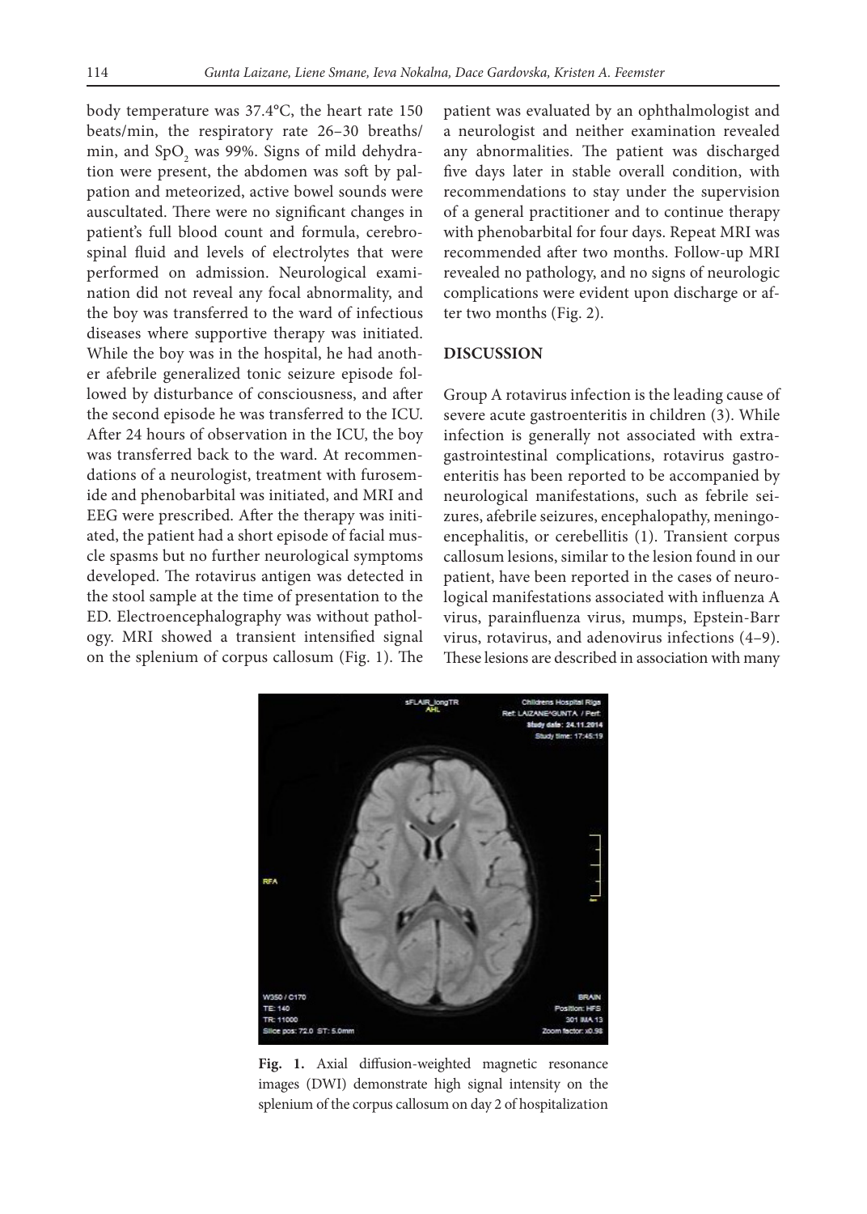body temperature was 37.4°C, the heart rate 150 beats/min, the respiratory rate 26–30 breaths/min, and $SpO_2$ was 99%. Signs of mild dehydration were present, the abdomen was soft by palpation and meteorized, active bowel sounds were auscultated. There were no significant changes in patient's full blood count and formula, cerebrospinal fluid and levels of electrolytes that were performed on admission. Neurological examination did not reveal any focal abnormality, and the boy was transferred to the ward of infectious diseases where supportive therapy was initiated. While the boy was in the hospital, he had another afebrile generalized tonic seizure episode followed by disturbance of consciousness, and after the second episode he was transferred to the ICU. After 24 hours of observation in the ICU, the boy was transferred back to the ward. At recommendations of a neurologist, treatment with furosemide and phenobarbital was initiated, and MRI and EEG were prescribed. After the therapy was initiated, the patient had a short episode of facial muscle spasms but no further neurological symptoms developed. The rotavirus antigen was detected in the stool sample at the time of presentation to the ED. Electroencephalography was without pathology. MRI showed a transient intensified signal on the splenium of corpus callosum (Fig. 1). The patient was evaluated by an ophthalmologist and a neurologist and neither examination revealed any abnormalities. The patient was discharged five days later in stable overall condition, with recommendations to stay under the supervision of a general practitioner and to continue therapy with phenobarbital for four days. Repeat MRI was recommended after two months. Follow-up MRI revealed no pathology, and no signs of neurologic complications were evident upon discharge or after two months (Fig. 2).

## DISCUSSION

Group A rotavirus infection is the leading cause of severe acute gastroenteritis in children (3). While infection is generally not associated with extragastrointestinal complications, rotavirus gastroenteritis has been reported to be accompanied by neurological manifestations, such as febrile seizures, afebrile seizures, encephalopathy, meningoencephalitis, or cerebellitis (1). Transient corpus callosum lesions, similar to the lesion found in our patient, have been reported in the cases of neurological manifestations associated with influenza A virus, parainfluenza virus, mumps, Epstein-Barr virus, rotavirus, and adenovirus infections (4–9). These lesions are described in association with many

**Fig. 1.** Axial diffusion-weighted magnetic resonance images (DWI) demonstrate high signal intensity on the splenium of the corpus callosum on day 2 of hospitalization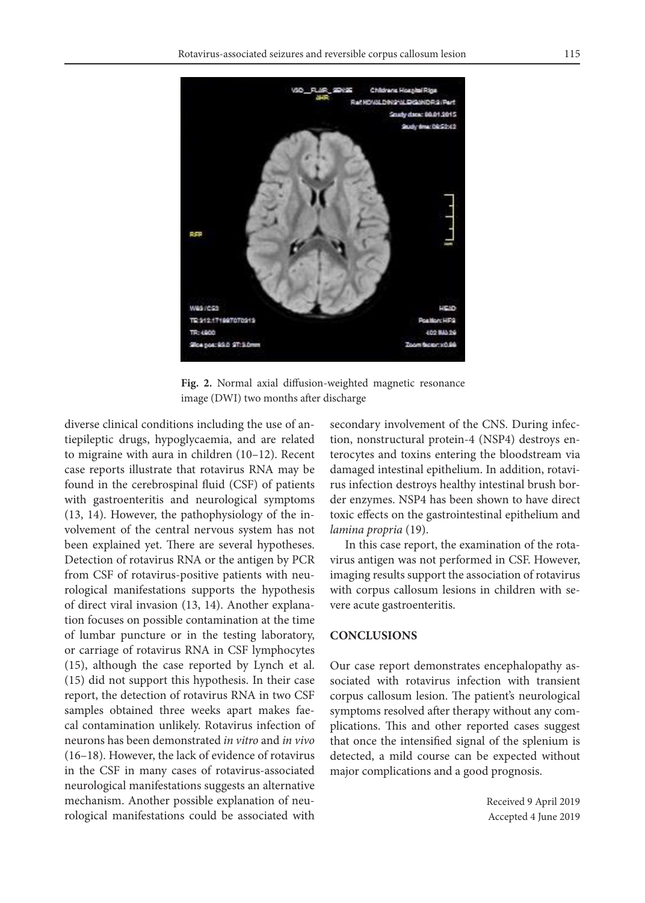**Fig. 2.** Normal axial diffusion-weighted magnetic resonance image (DWI) two months after discharge

diverse clinical conditions including the use of antiepileptic drugs, hypoglycaemia, and are related to migraine with aura in children (10–12). Recent case reports illustrate that rotavirus RNA may be found in the cerebrospinal fluid (CSF) of patients with gastroenteritis and neurological symptoms (13, 14). However, the pathophysiology of the involvement of the central nervous system has not been explained yet. There are several hypotheses. Detection of rotavirus RNA or the antigen by PCR from CSF of rotavirus-positive patients with neurological manifestations supports the hypothesis of direct viral invasion (13, 14). Another explanation focuses on possible contamination at the time of lumbar puncture or in the testing laboratory, or carriage of rotavirus RNA in CSF lymphocytes (15), although the case reported by Lynch et al. (15) did not support this hypothesis. In their case report, the detection of rotavirus RNA in two CSF samples obtained three weeks apart makes faecal contamination unlikely. Rotavirus infection of neurons has been demonstrated *in vitro* and *in vivo* (16–18). However, the lack of evidence of rotavirus in the CSF in many cases of rotavirus-associated neurological manifestations suggests an alternative mechanism. Another possible explanation of neurological manifestations could be associated with secondary involvement of the CNS. During infection, nonstructural protein-4 (NSP4) destroys enterocytes and toxins entering the bloodstream via damaged intestinal epithelium. In addition, rotavirus infection destroys healthy intestinal brush border enzymes. NSP4 has been shown to have direct toxic effects on the gastrointestinal epithelium and *lamina propria* (19).

In this case report, the examination of the rotavirus antigen was not performed in CSF. However, imaging results support the association of rotavirus with corpus callosum lesions in children with severe acute gastroenteritis.

## CONCLUSIONS

Our case report demonstrates encephalopathy associated with rotavirus infection with transient corpus callosum lesion. The patient's neurological symptoms resolved after therapy without any complications. This and other reported cases suggest that once the intensified signal of the splenium is detected, a mild course can be expected without major complications and a good prognosis.

Received 9 April 2019
Accepted 4 June 2019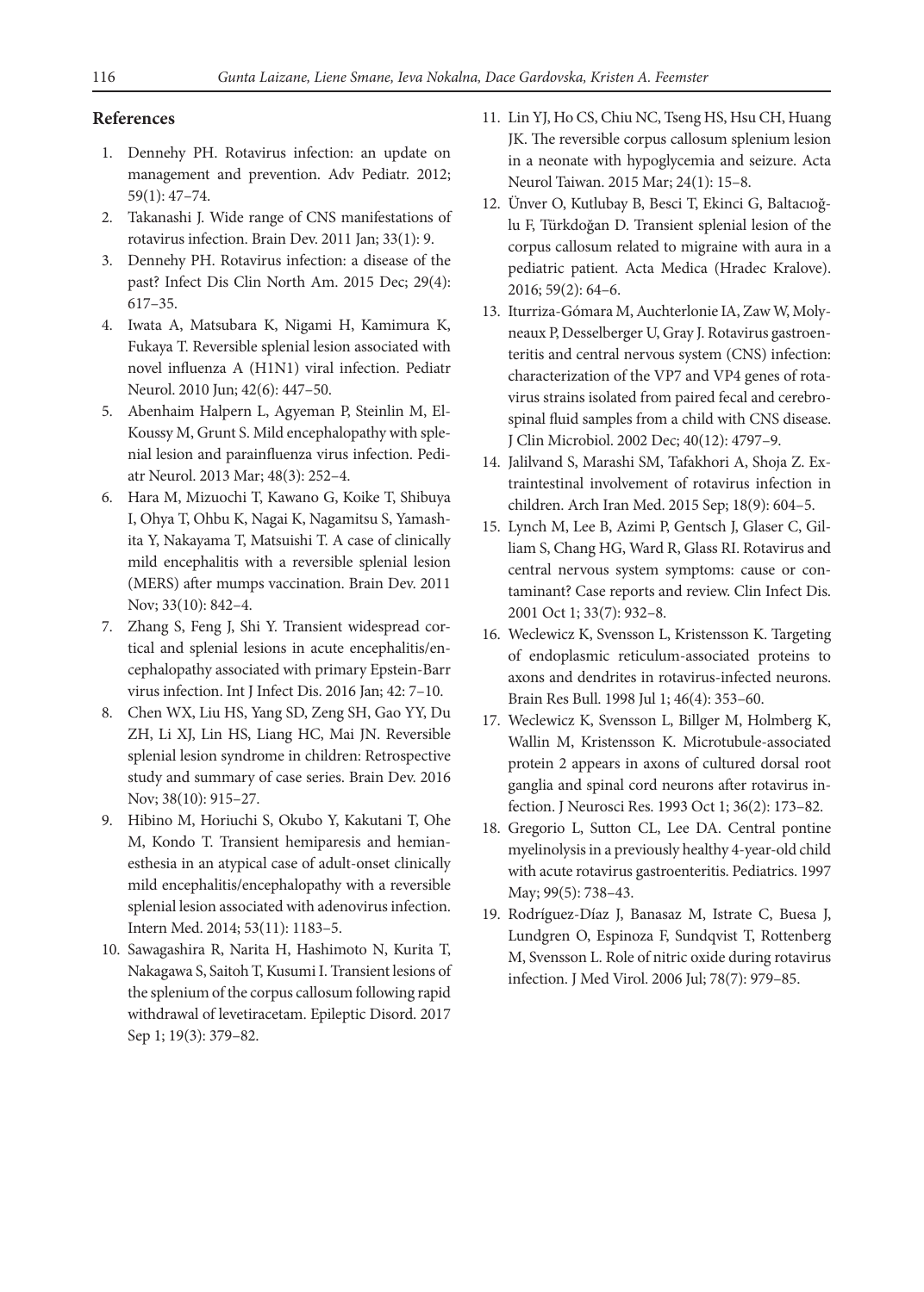## References

1. Dennehy PH. Rotavirus infection: an update on management and prevention. Adv Pediatr. 2012; 59(1): 47–74.
2. Takanashi J. Wide range of CNS manifestations of rotavirus infection. Brain Dev. 2011 Jan; 33(1): 9.
3. Dennehy PH. Rotavirus infection: a disease of the past? Infect Dis Clin North Am. 2015 Dec; 29(4): 617–35.
4. Iwata A, Matsubara K, Nigami H, Kamimura K, Fukaya T. Reversible splenial lesion associated with novel influenza A (H1N1) viral infection. Pediatr Neurol. 2010 Jun; 42(6): 447–50.
5. Abenhaim Halpern L, Agyeman P, Steinlin M, El-Koussy M, Grunt S. Mild encephalopathy with splenial lesion and parainfluenza virus infection. Pediatr Neurol. 2013 Mar; 48(3): 252–4.
6. Hara M, Mizuochi T, Kawano G, Koike T, Shibuya I, Ohya T, Ohbu K, Nagai K, Nagamitsu S, Yamashita Y, Nakayama T, Matsuishi T. A case of clinically mild encephalitis with a reversible splenial lesion (MERS) after mumps vaccination. Brain Dev. 2011 Nov; 33(10): 842–4.
7. Zhang S, Feng J, Shi Y. Transient widespread cortical and splenial lesions in acute encephalitis/encephalopathy associated with primary Epstein-Barr virus infection. Int J Infect Dis. 2016 Jan; 42: 7–10.
8. Chen WX, Liu HS, Yang SD, Zeng SH, Gao YY, Du ZH, Li XJ, Lin HS, Liang HC, Mai JN. Reversible splenial lesion syndrome in children: Retrospective study and summary of case series. Brain Dev. 2016 Nov; 38(10): 915–27.
9. Hibino M, Horiuchi S, Okubo Y, Kakutani T, Ohe M, Kondo T. Transient hemiparesis and hemianesthesia in an atypical case of adult-onset clinically mild encephalitis/encephalopathy with a reversible splenial lesion associated with adenovirus infection. Intern Med. 2014; 53(11): 1183–5.
10. Sawagashira R, Narita H, Hashimoto N, Kurita T, Nakagawa S, Saitoh T, Kusumi I. Transient lesions of the splenium of the corpus callosum following rapid withdrawal of levetiracetam. Epileptic Disord. 2017 Sep 1; 19(3): 379–82.
11. Lin YJ, Ho CS, Chiu NC, Tseng HS, Hsu CH, Huang JK. The reversible corpus callosum splenium lesion in a neonate with hypoglycemia and seizure. Acta Neurol Taiwan. 2015 Mar; 24(1): 15–8.
12. Ünver O, Kutlubay B, Besci T, Ekinci G, Baltacıoğlu F, Türkdoğan D. Transient splenial lesion of the corpus callosum related to migraine with aura in a pediatric patient. Acta Medica (Hradec Kralove). 2016; 59(2): 64–6.
13. Iturriza-Gómara M, Auchterlonie IA, Zaw W, Molyneaux P, Desselberger U, Gray J. Rotavirus gastroenteritis and central nervous system (CNS) infection: characterization of the VP7 and VP4 genes of rotavirus strains isolated from paired fecal and cerebrospinal fluid samples from a child with CNS disease. J Clin Microbiol. 2002 Dec; 40(12): 4797–9.
14. Jalilvand S, Marashi SM, Tafakhori A, Shoja Z. Extraintestinal involvement of rotavirus infection in children. Arch Iran Med. 2015 Sep; 18(9): 604–5.
15. Lynch M, Lee B, Azimi P, Gentsch J, Glaser C, Gilliam S, Chang HG, Ward R, Glass RI. Rotavirus and central nervous system symptoms: cause or contaminant? Case reports and review. Clin Infect Dis. 2001 Oct 1; 33(7): 932–8.
16. Weclewicz K, Svensson L, Kristensson K. Targeting of endoplasmic reticulum-associated proteins to axons and dendrites in rotavirus-infected neurons. Brain Res Bull. 1998 Jul 1; 46(4): 353–60.
17. Weclewicz K, Svensson L, Billger M, Holmberg K, Wallin M, Kristensson K. Microtubule-associated protein 2 appears in axons of cultured dorsal root ganglia and spinal cord neurons after rotavirus infection. J Neurosci Res. 1993 Oct 1; 36(2): 173–82.
18. Gregorio L, Sutton CL, Lee DA. Central pontine myelinolysis in a previously healthy 4-year-old child with acute rotavirus gastroenteritis. Pediatrics. 1997 May; 99(5): 738–43.
19. Rodríguez-Díaz J, Banasaz M, Istrate C, Buesa J, Lundgren O, Espinoza F, Sundqvist T, Rottenberg M, Svensson L. Role of nitric oxide during rotavirus infection. J Med Virol. 2006 Jul; 78(7): 979–85.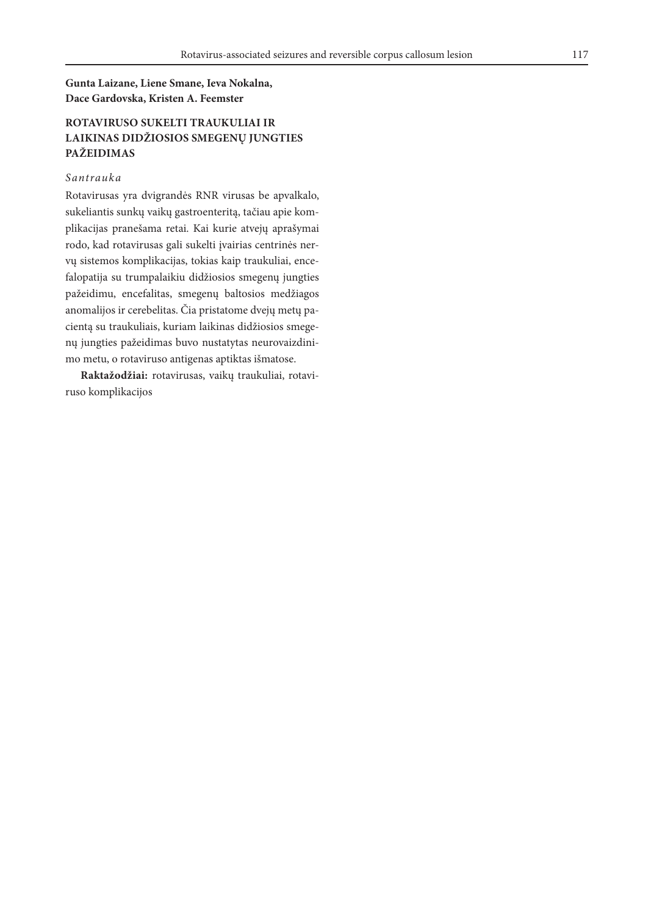**Gunta Laizane, Liene Smane, Ieva Nokalna, Dace Gardovska, Kristen A. Feemster**

## ROTAVIRUSO SUKELTI TRAUKULIAI IR LAIKINAS DIDŽIOSIOS SMEGENŲ JUNGTIES PAŽEIDIMAS

*Santrauka*

Rotavirusas yra dvigrandės RNR virusas be apvalkalo, sukeliantis sunkų vaikų gastroenteritą, tačiau apie komplikacijas pranešama retai. Kai kurie atvejų aprašymai rodo, kad rotavirusas gali sukelti įvairias centrinės nervų sistemos komplikacijas, tokias kaip traukuliai, encefalopatija su trumpalaikiu didžiosios smegenų jungties pažeidimu, encefalitas, smegenų baltosios medžiagos anomalijos ir cerebelitas. Čia pristatome dvejų metų pacientą su traukuliais, kuriam laikinas didžiosios smegenų jungties pažeidimas buvo nustatytas neurovaizdinimo metu, o rotaviruso antigenas aptiktas išmatose.

**Raktažodžiai:** rotavirusas, vaikų traukuliai, rotaviruso komplikacijos